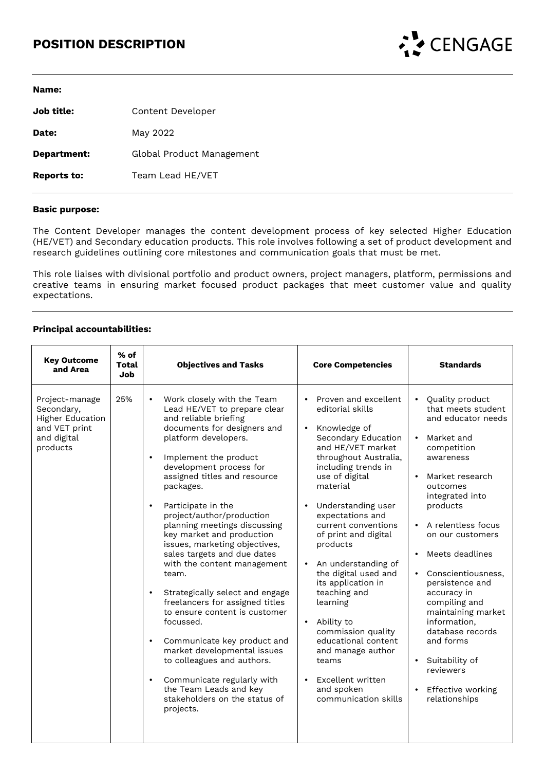# POSITION DESCRIPTION

CENGAGE

**Name:**

**Job title:** Content Developer

**Date:** May 2022

**Department:** Global Product Management

**Reports to:** Team Lead HE/VET

---

**Basic purpose:**

The Content Developer manages the content development process of key selected Higher Education (HE/VET) and Secondary education products. This role involves following a set of product development and research guidelines outlining core milestones and communication goals that must be met.

This role liaises with divisional portfolio and product owners, project managers, platform, permissions and creative teams in ensuring market focused product packages that meet customer value and quality expectations.

---

**Principal accountabilities:**

| Key Outcome and Area | % of Total Job | Objectives and Tasks | Core Competencies | Standards |
|---|---|---|---|---|
| Project-manage Secondary, Higher Education and VET print and digital products | 25% | • Work closely with the Team Lead HE/VET to prepare clear and reliable briefing documents for designers and platform developers.<br>• Implement the product development process for assigned titles and resource packages.<br>• Participate in the project/author/production planning meetings discussing key market and production issues, marketing objectives, sales targets and due dates with the content management team.<br>• Strategically select and engage freelancers for assigned titles to ensure content is customer focussed.<br>• Communicate key product and market developmental issues to colleagues and authors.<br>• Communicate regularly with the Team Leads and key stakeholders on the status of projects. | • Proven and excellent editorial skills<br>• Knowledge of Secondary Education and HE/VET market throughout Australia, including trends in use of digital material<br>• Understanding user expectations and current conventions of print and digital products<br>• An understanding of the digital used and its application in teaching and learning<br>• Ability to commission quality educational content and manage author teams<br>• Excellent written and spoken communication skills | • Quality product that meets student and educator needs<br>• Market and competition awareness<br>• Market research outcomes integrated into products<br>• A relentless focus on our customers<br>• Meets deadlines<br>• Conscientiousness, persistence and accuracy in compiling and maintaining market information, database records and forms<br>• Suitability of reviewers<br>• Effective working relationships |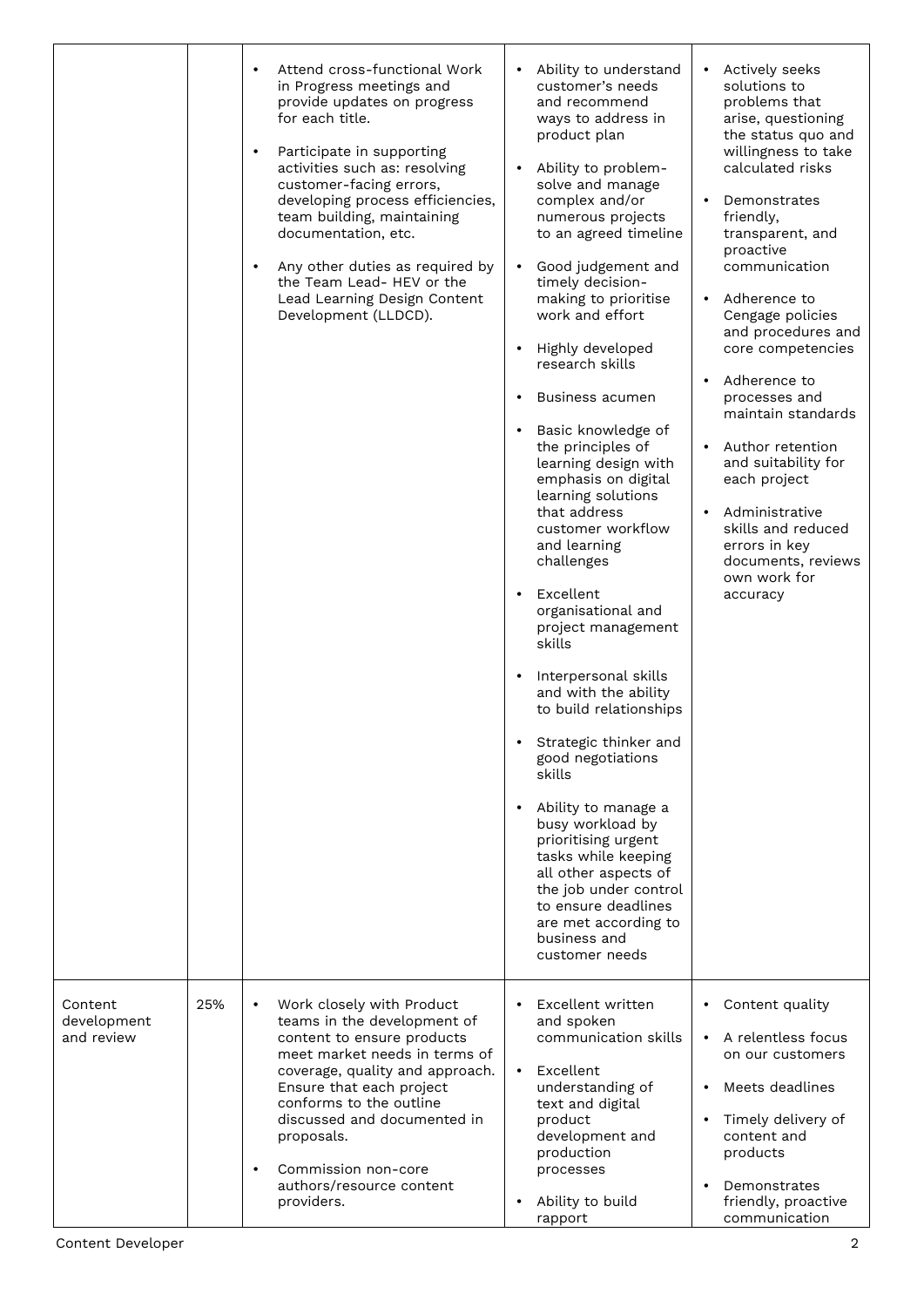| | | | | |
|---|---|---|---|---|
| | | • Attend cross-functional Work in Progress meetings and provide updates on progress for each title.<br>• Participate in supporting activities such as: resolving customer-facing errors, developing process efficiencies, team building, maintaining documentation, etc.<br>• Any other duties as required by the Team Lead- HEV or the Lead Learning Design Content Development (LLDCD). | • Ability to understand customer's needs and recommend ways to address in product plan<br>• Ability to problem-solve and manage complex and/or numerous projects to an agreed timeline<br>• Good judgement and timely decision-making to prioritise work and effort<br>• Highly developed research skills<br>• Business acumen<br>• Basic knowledge of the principles of learning design with emphasis on digital learning solutions that address customer workflow and learning challenges<br>• Excellent organisational and project management skills<br>• Interpersonal skills and with the ability to build relationships<br>• Strategic thinker and good negotiations skills<br>• Ability to manage a busy workload by prioritising urgent tasks while keeping all other aspects of the job under control to ensure deadlines are met according to business and customer needs | • Actively seeks solutions to problems that arise, questioning the status quo and willingness to take calculated risks<br>• Demonstrates friendly, transparent, and proactive communication<br>• Adherence to Cengage policies and procedures and core competencies<br>• Adherence to processes and maintain standards<br>• Author retention and suitability for each project<br>• Administrative skills and reduced errors in key documents, reviews own work for accuracy |
| Content development and review | 25% | • Work closely with Product teams in the development of content to ensure products meet market needs in terms of coverage, quality and approach. Ensure that each project conforms to the outline discussed and documented in proposals.<br>• Commission non-core authors/resource content providers. | • Excellent written and spoken communication skills<br>• Excellent understanding of text and digital product development and production processes<br>• Ability to build rapport | • Content quality<br>• A relentless focus on our customers<br>• Meets deadlines<br>• Timely delivery of content and products<br>• Demonstrates friendly, proactive communication |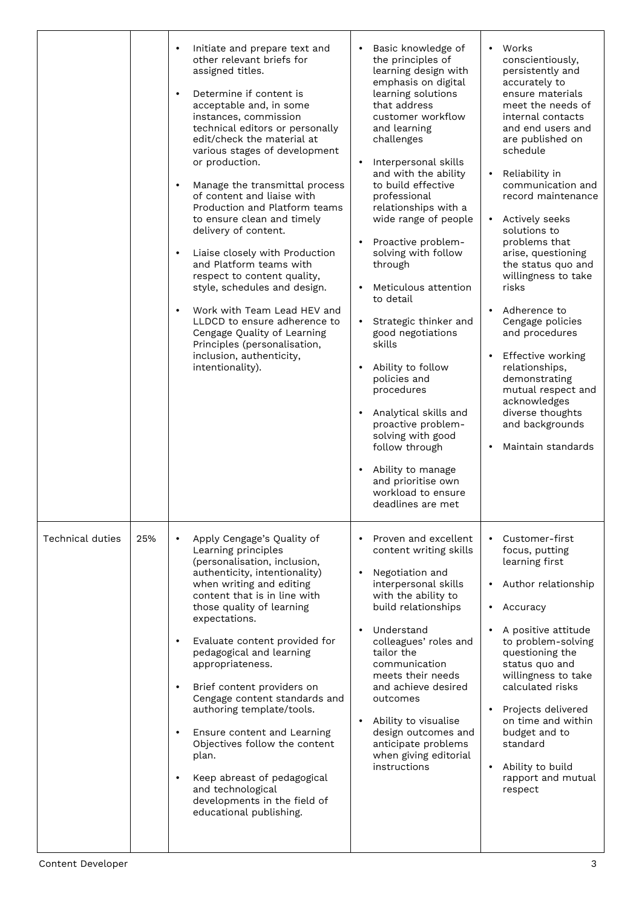| | | | | |
|---|---|---|---|---|
| | | • Initiate and prepare text and other relevant briefs for assigned titles.<br><br>• Determine if content is acceptable and, in some instances, commission technical editors or personally edit/check the material at various stages of development or production.<br><br>• Manage the transmittal process of content and liaise with Production and Platform teams to ensure clean and timely delivery of content.<br><br>• Liaise closely with Production and Platform teams with respect to content quality, style, schedules and design.<br><br>• Work with Team Lead HEV and LLDCD to ensure adherence to Cengage Quality of Learning Principles (personalisation, inclusion, authenticity, intentionality). | • Basic knowledge of the principles of learning design with emphasis on digital learning solutions that address customer workflow and learning challenges<br><br>• Interpersonal skills and with the ability to build effective professional relationships with a wide range of people<br><br>• Proactive problem-solving with follow through<br><br>• Meticulous attention to detail<br><br>• Strategic thinker and good negotiations skills<br><br>• Ability to follow policies and procedures<br><br>• Analytical skills and proactive problem-solving with good follow through<br><br>• Ability to manage and prioritise own workload to ensure deadlines are met | • Works conscientiously, persistently and accurately to ensure materials meet the needs of internal contacts and end users and are published on schedule<br><br>• Reliability in communication and record maintenance<br><br>• Actively seeks solutions to problems that arise, questioning the status quo and willingness to take risks<br><br>• Adherence to Cengage policies and procedures<br><br>• Effective working relationships, demonstrating mutual respect and acknowledges diverse thoughts and backgrounds<br><br>• Maintain standards |
| Technical duties | 25% | • Apply Cengage's Quality of Learning principles (personalisation, inclusion, authenticity, intentionality) when writing and editing content that is in line with those quality of learning expectations.<br><br>• Evaluate content provided for pedagogical and learning appropriateness.<br><br>• Brief content providers on Cengage content standards and authoring template/tools.<br><br>• Ensure content and Learning Objectives follow the content plan.<br><br>• Keep abreast of pedagogical and technological developments in the field of educational publishing. | • Proven and excellent content writing skills<br><br>• Negotiation and interpersonal skills with the ability to build relationships<br><br>• Understand colleagues' roles and tailor the communication meets their needs and achieve desired outcomes<br><br>• Ability to visualise design outcomes and anticipate problems when giving editorial instructions | • Customer-first focus, putting learning first<br><br>• Author relationship<br><br>• Accuracy<br><br>• A positive attitude to problem-solving questioning the status quo and willingness to take calculated risks<br><br>• Projects delivered on time and within budget and to standard<br><br>• Ability to build rapport and mutual respect |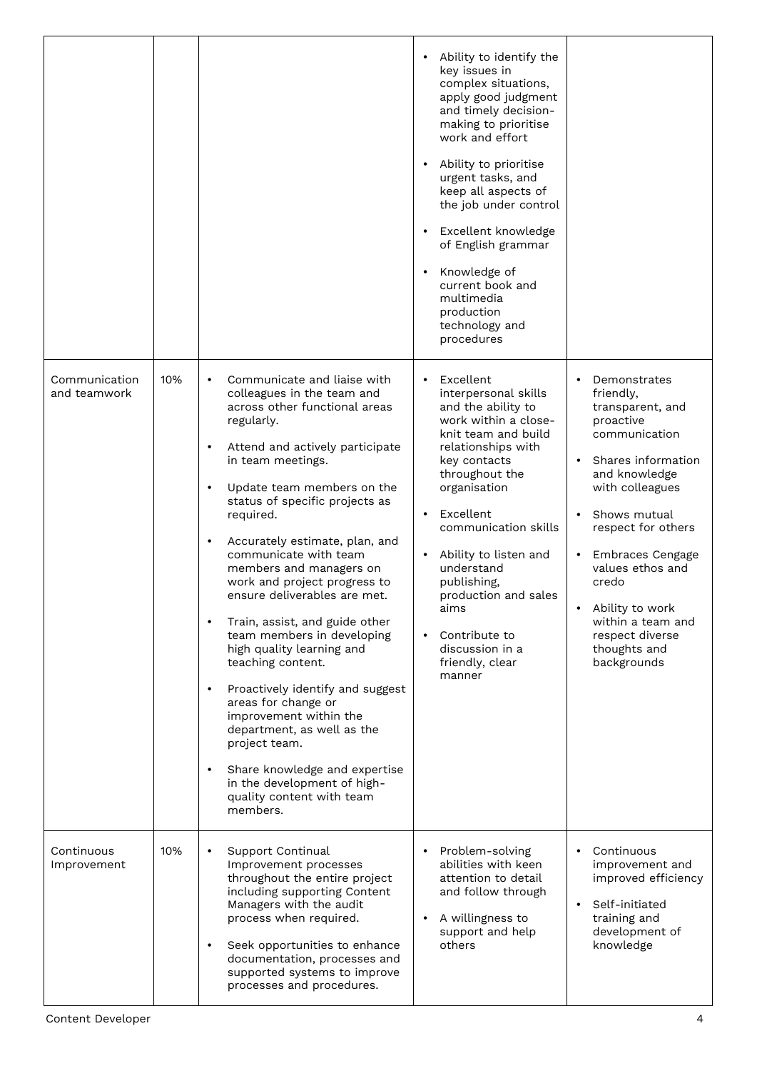| | | | | |
|---|---|---|---|---|
| | | | • Ability to identify the key issues in complex situations, apply good judgment and timely decision-making to prioritise work and effort<br>• Ability to prioritise urgent tasks, and keep all aspects of the job under control<br>• Excellent knowledge of English grammar<br>• Knowledge of current book and multimedia production technology and procedures | |
| Communication and teamwork | 10% | • Communicate and liaise with colleagues in the team and across other functional areas regularly.<br>• Attend and actively participate in team meetings.<br>• Update team members on the status of specific projects as required.<br>• Accurately estimate, plan, and communicate with team members and managers on work and project progress to ensure deliverables are met.<br>• Train, assist, and guide other team members in developing high quality learning and teaching content.<br>• Proactively identify and suggest areas for change or improvement within the department, as well as the project team.<br>• Share knowledge and expertise in the development of high-quality content with team members. | • Excellent interpersonal skills and the ability to work within a close-knit team and build relationships with key contacts throughout the organisation<br>• Excellent communication skills<br>• Ability to listen and understand publishing, production and sales aims<br>• Contribute to discussion in a friendly, clear manner | • Demonstrates friendly, transparent, and proactive communication<br>• Shares information and knowledge with colleagues<br>• Shows mutual respect for others<br>• Embraces Cengage values ethos and credo<br>• Ability to work within a team and respect diverse thoughts and backgrounds |
| Continuous Improvement | 10% | • Support Continual Improvement processes throughout the entire project including supporting Content Managers with the audit process when required.<br>• Seek opportunities to enhance documentation, processes and supported systems to improve processes and procedures. | • Problem-solving abilities with keen attention to detail and follow through<br>• A willingness to support and help others | • Continuous improvement and improved efficiency<br>• Self-initiated training and development of knowledge |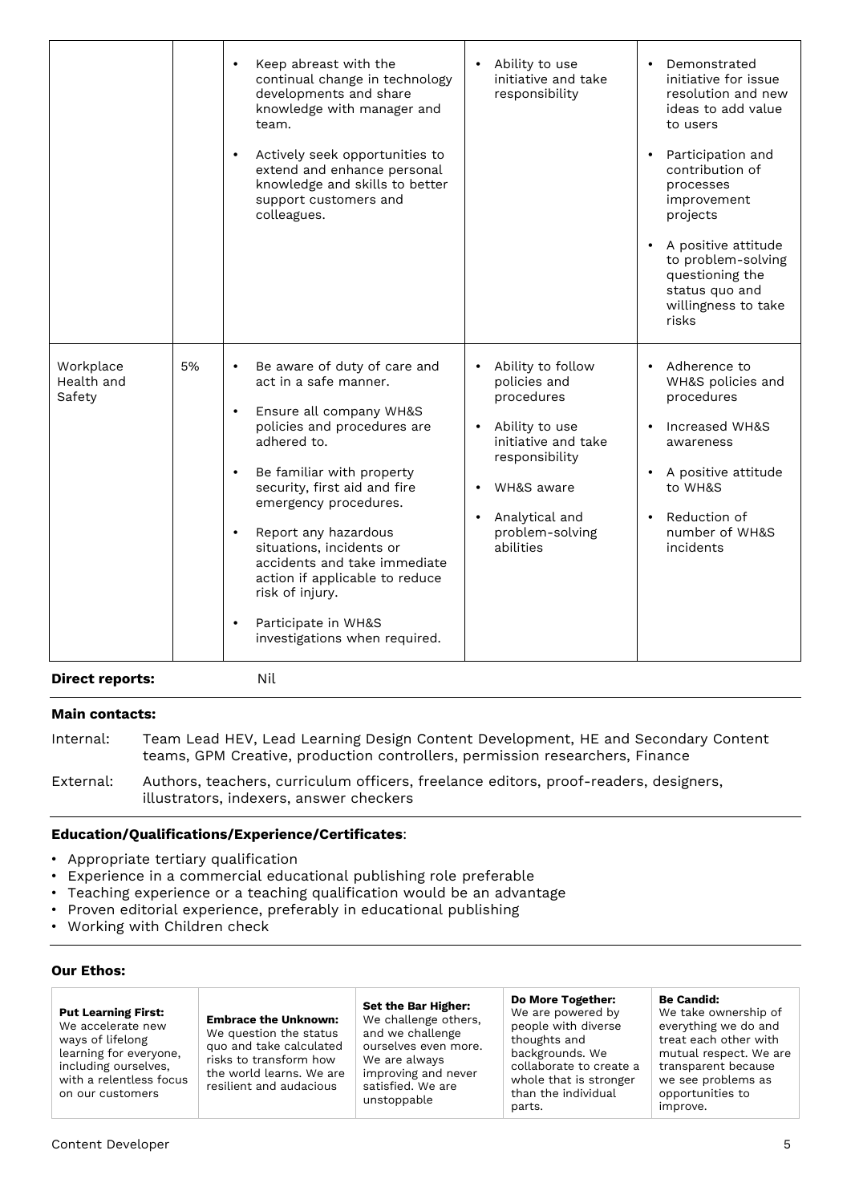| | | | | |
|---|---|---|---|---|
| | | • Keep abreast with the continual change in technology developments and share knowledge with manager and team.<br>• Actively seek opportunities to extend and enhance personal knowledge and skills to better support customers and colleagues. | • Ability to use initiative and take responsibility | • Demonstrated initiative for issue resolution and new ideas to add value to users<br>• Participation and contribution of processes improvement projects<br>• A positive attitude to problem-solving questioning the status quo and willingness to take risks |
| Workplace Health and Safety | 5% | • Be aware of duty of care and act in a safe manner.<br>• Ensure all company WH&S policies and procedures are adhered to.<br>• Be familiar with property security, first aid and fire emergency procedures.<br>• Report any hazardous situations, incidents or accidents and take immediate action if applicable to reduce risk of injury.<br>• Participate in WH&S investigations when required. | • Ability to follow policies and procedures<br>• Ability to use initiative and take responsibility<br>• WH&S aware<br>• Analytical and problem-solving abilities | • Adherence to WH&S policies and procedures<br>• Increased WH&S awareness<br>• A positive attitude to WH&S<br>• Reduction of number of WH&S incidents |

**Direct reports:** Nil

**Main contacts:**

Internal: Team Lead HEV, Lead Learning Design Content Development, HE and Secondary Content teams, GPM Creative, production controllers, permission researchers, Finance

External: Authors, teachers, curriculum officers, freelance editors, proof-readers, designers, illustrators, indexers, answer checkers

**Education/Qualifications/Experience/Certificates**:

- Appropriate tertiary qualification
- Experience in a commercial educational publishing role preferable
- Teaching experience or a teaching qualification would be an advantage
- Proven editorial experience, preferably in educational publishing
- Working with Children check

**Our Ethos:**

| | | | | |
|---|---|---|---|---|
| **Put Learning First:** We accelerate new ways of lifelong learning for everyone, including ourselves, with a relentless focus on our customers | **Embrace the Unknown:** We question the status quo and take calculated risks to transform how the world learns. We are resilient and audacious | **Set the Bar Higher:** We challenge others, and we challenge ourselves even more. We are always improving and never satisfied. We are unstoppable | **Do More Together:** We are powered by people with diverse thoughts and backgrounds. We collaborate to create a whole that is stronger than the individual parts. | **Be Candid:** We take ownership of everything we do and treat each other with mutual respect. We are transparent because we see problems as opportunities to improve. |